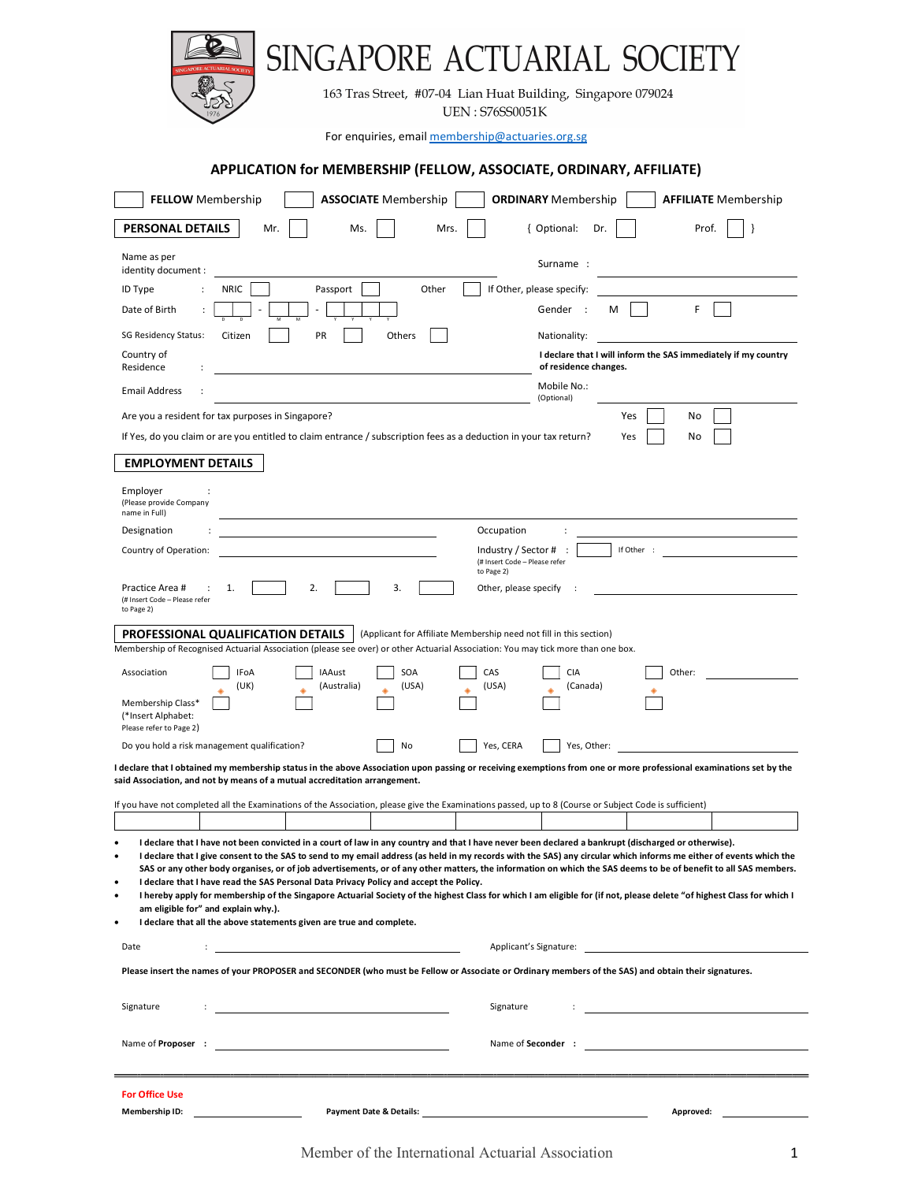# SINGAPORE ACTUARIAL SOCIETY

163 Tras Street, #07-04 Lian Huat Building, Singapore 079024

UEN : S76SS0051K

For enquiries, email membership@actuaries.org.sg

## APPLICATION for MEMBERSHIP (FELLOW, ASSOCIATE, ORDINARY, AFFILIATE)

☐ **FELLOW** Membership ☐ **ASSOCIATE** Membership ☐ **ORDINARY** Membership ☐ **AFFILIATE** Membership

### PERSONAL DETAILS

Mr. ☐ Ms. ☐ Mrs. ☐ { Optional: Dr. ☐ Prof. ☐ }

Name as per identity document : ______________________ Surname : ______________________

ID Type : NRIC ☐ Passport ☐ Other ☐ If Other, please specify: ______________________

Date of Birth : ☐☐ - ☐☐ - ☐☐☐☐ (D D - M M - Y Y Y Y) Gender : M ☐ F ☐

SG Residency Status: Citizen ☐ PR ☐ Others ☐ Nationality: ______________________

Country of Residence : ______________________ **I declare that I will inform the SAS immediately if my country of residence changes.**

Email Address : ______________________ Mobile No.: (Optional) ______________________

Are you a resident for tax purposes in Singapore? Yes ☐ No ☐

If Yes, do you claim or are you entitled to claim entrance / subscription fees as a deduction in your tax return? Yes ☐ No ☐

### EMPLOYMENT DETAILS

Employer : (Please provide Company name in Full) ______________________

Designation : ______________________ Occupation : ______________________

Country of Operation: ______________________ Industry / Sector # : ☐ If Other : ______________________ (# Insert Code – Please refer to Page 2)

Practice Area # : 1. ☐ 2. ☐ 3. ☐ (# Insert Code – Please refer to Page 2) Other, please specify : ______________________

### PROFESSIONAL QUALIFICATION DETAILS

(Applicant for Affiliate Membership need not fill in this section)

Membership of Recognised Actuarial Association (please see over) or other Actuarial Association: You may tick more than one box.

Association: ☐ IFoA (UK) ☐ IAAust (Australia) ☐ SOA (USA) ☐ CAS (USA) ☐ CIA (Canada) ☐ Other: ______________________

Membership Class* (*Insert Alphabet: Please refer to Page 2): ☐ ☐ ☐ ☐ ☐ ☐

Do you hold a risk management qualification? ☐ No ☐ Yes, CERA ☐ Yes, Other: ______________________

**I declare that I obtained my membership status in the above Association upon passing or receiving exemptions from one or more professional examinations set by the said Association, and not by means of a mutual accreditation arrangement.**

If you have not completed all the Examinations of the Association, please give the Examinations passed, up to 8 (Course or Subject Code is sufficient)

| | | | | | | | |
|---|---|---|---|---|---|---|---|
| | | | | | | | |

- **I declare that I have not been convicted in a court of law in any country and that I have never been declared a bankrupt (discharged or otherwise).**
- **I declare that I give consent to the SAS to send to my email address (as held in my records with the SAS) any circular which informs me either of events which the SAS or any other body organises, or of job advertisements, or of any other matters, the information on which the SAS deems to be of benefit to all SAS members.**
- **I declare that I have read the SAS Personal Data Privacy Policy and accept the Policy.**
- **I hereby apply for membership of the Singapore Actuarial Society of the highest Class for which I am eligible for (if not, please delete "of highest Class for which I am eligible for" and explain why.).**
- **I declare that all the above statements given are true and complete.**

Date : ______________________ Applicant's Signature: ______________________

**Please insert the names of your PROPOSER and SECONDER (who must be Fellow or Associate or Ordinary members of the SAS) and obtain their signatures.**

Signature : ______________________ Signature : ______________________

Name of **Proposer** : ______________________ Name of **Seconder** : ______________________

---

**For Office Use**

**Membership ID:** ______________ **Payment Date & Details:** ______________________ **Approved:** ______________

Member of the International Actuarial Association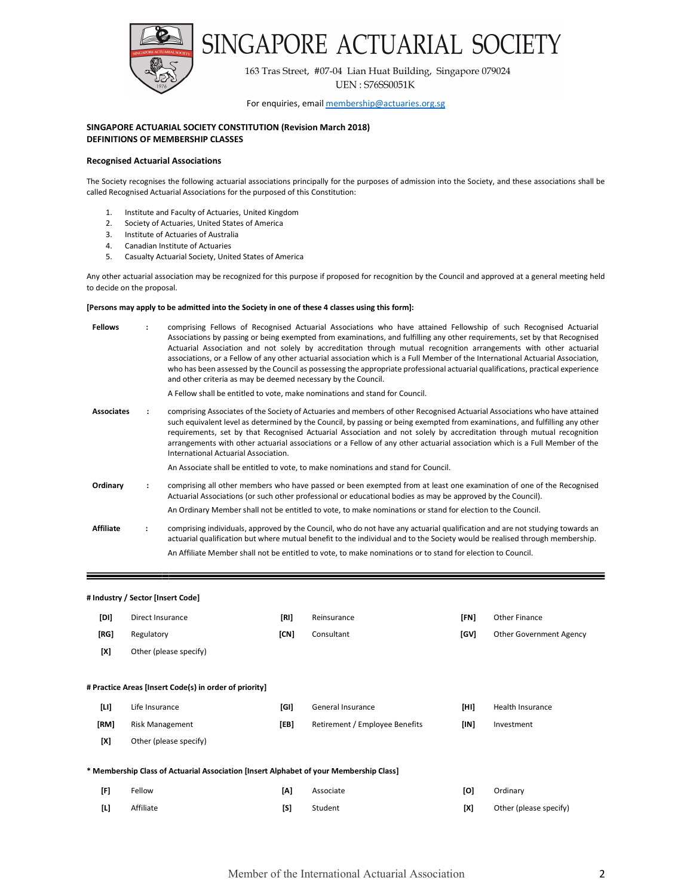# SINGAPORE ACTUARIAL SOCIETY

163 Tras Street, #07-04 Lian Huat Building, Singapore 079024
UEN : S76SS0051K

For enquiries, email membership@actuaries.org.sg

**SINGAPORE ACTUARIAL SOCIETY CONSTITUTION (Revision March 2018)**
**DEFINITIONS OF MEMBERSHIP CLASSES**

### Recognised Actuarial Associations

The Society recognises the following actuarial associations principally for the purposes of admission into the Society, and these associations shall be called Recognised Actuarial Associations for the purposed of this Constitution:

1. Institute and Faculty of Actuaries, United Kingdom
2. Society of Actuaries, United States of America
3. Institute of Actuaries of Australia
4. Canadian Institute of Actuaries
5. Casualty Actuarial Society, United States of America

Any other actuarial association may be recognized for this purpose if proposed for recognition by the Council and approved at a general meeting held to decide on the proposal.

**[Persons may apply to be admitted into the Society in one of these 4 classes using this form]:**

**Fellows** : comprising Fellows of Recognised Actuarial Associations who have attained Fellowship of such Recognised Actuarial Associations by passing or being exempted from examinations, and fulfilling any other requirements, set by that Recognised Actuarial Association and not solely by accreditation through mutual recognition arrangements with other actuarial associations, or a Fellow of any other actuarial association which is a Full Member of the International Actuarial Association, who has been assessed by the Council as possessing the appropriate professional actuarial qualifications, practical experience and other criteria as may be deemed necessary by the Council.

A Fellow shall be entitled to vote, make nominations and stand for Council.

**Associates** : comprising Associates of the Society of Actuaries and members of other Recognised Actuarial Associations who have attained such equivalent level as determined by the Council, by passing or being exempted from examinations, and fulfilling any other requirements, set by that Recognised Actuarial Association and not solely by accreditation through mutual recognition arrangements with other actuarial associations or a Fellow of any other actuarial association which is a Full Member of the International Actuarial Association.

An Associate shall be entitled to vote, to make nominations and stand for Council.

**Ordinary** : comprising all other members who have passed or been exempted from at least one examination of one of the Recognised Actuarial Associations (or such other professional or educational bodies as may be approved by the Council).

An Ordinary Member shall not be entitled to vote, to make nominations or stand for election to the Council.

**Affiliate** : comprising individuals, approved by the Council, who do not have any actuarial qualification and are not studying towards an actuarial qualification but where mutual benefit to the individual and to the Society would be realised through membership.

An Affiliate Member shall not be entitled to vote, to make nominations or to stand for election to Council.

---

**# Industry / Sector [Insert Code]**

| | | | | | |
|---|---|---|---|---|---|
| [DI] | Direct Insurance | [RI] | Reinsurance | [FN] | Other Finance |
| [RG] | Regulatory | [CN] | Consultant | [GV] | Other Government Agency |
| [X] | Other (please specify) | | | | |

**# Practice Areas [Insert Code(s) in order of priority]**

| | | | | | |
|---|---|---|---|---|---|
| [LI] | Life Insurance | [GI] | General Insurance | [HI] | Health Insurance |
| [RM] | Risk Management | [EB] | Retirement / Employee Benefits | [IN] | Investment |
| [X] | Other (please specify) | | | | |

**\* Membership Class of Actuarial Association [Insert Alphabet of your Membership Class]**

| | | | | | |
|---|---|---|---|---|---|
| [F] | Fellow | [A] | Associate | [O] | Ordinary |
| [L] | Affiliate | [S] | Student | [X] | Other (please specify) |

Member of the International Actuarial Association